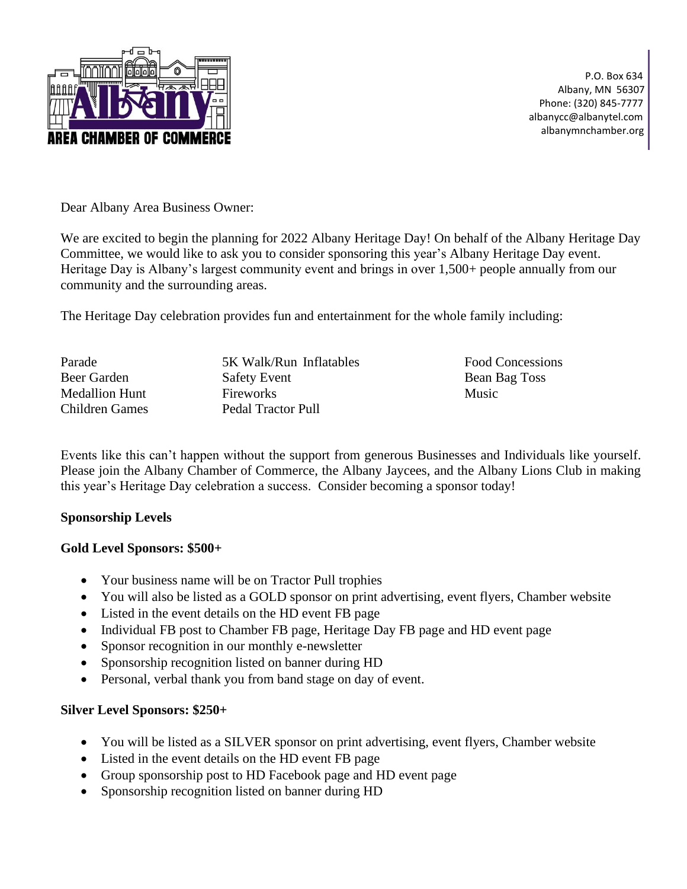Albany AREA CHAMBER OF COMMERCE

P.O. Box 634
Albany, MN 56307
Phone: (320) 845-7777
albanycc@albanytel.com
albanymnchamber.org

Dear Albany Area Business Owner:

We are excited to begin the planning for 2022 Albany Heritage Day! On behalf of the Albany Heritage Day Committee, we would like to ask you to consider sponsoring this year's Albany Heritage Day event. Heritage Day is Albany's largest community event and brings in over 1,500+ people annually from our community and the surrounding areas.

The Heritage Day celebration provides fun and entertainment for the whole family including:

| | | |
|---|---|---|
| Parade | 5K Walk/Run Inflatables | Food Concessions |
| Beer Garden | Safety Event | Bean Bag Toss |
| Medallion Hunt | Fireworks | Music |
| Children Games | Pedal Tractor Pull | |

Events like this can't happen without the support from generous Businesses and Individuals like yourself. Please join the Albany Chamber of Commerce, the Albany Jaycees, and the Albany Lions Club in making this year's Heritage Day celebration a success. Consider becoming a sponsor today!

**Sponsorship Levels**

**Gold Level Sponsors: $500+**

- Your business name will be on Tractor Pull trophies
- You will also be listed as a GOLD sponsor on print advertising, event flyers, Chamber website
- Listed in the event details on the HD event FB page
- Individual FB post to Chamber FB page, Heritage Day FB page and HD event page
- Sponsor recognition in our monthly e-newsletter
- Sponsorship recognition listed on banner during HD
- Personal, verbal thank you from band stage on day of event.

**Silver Level Sponsors: $250+**

- You will be listed as a SILVER sponsor on print advertising, event flyers, Chamber website
- Listed in the event details on the HD event FB page
- Group sponsorship post to HD Facebook page and HD event page
- Sponsorship recognition listed on banner during HD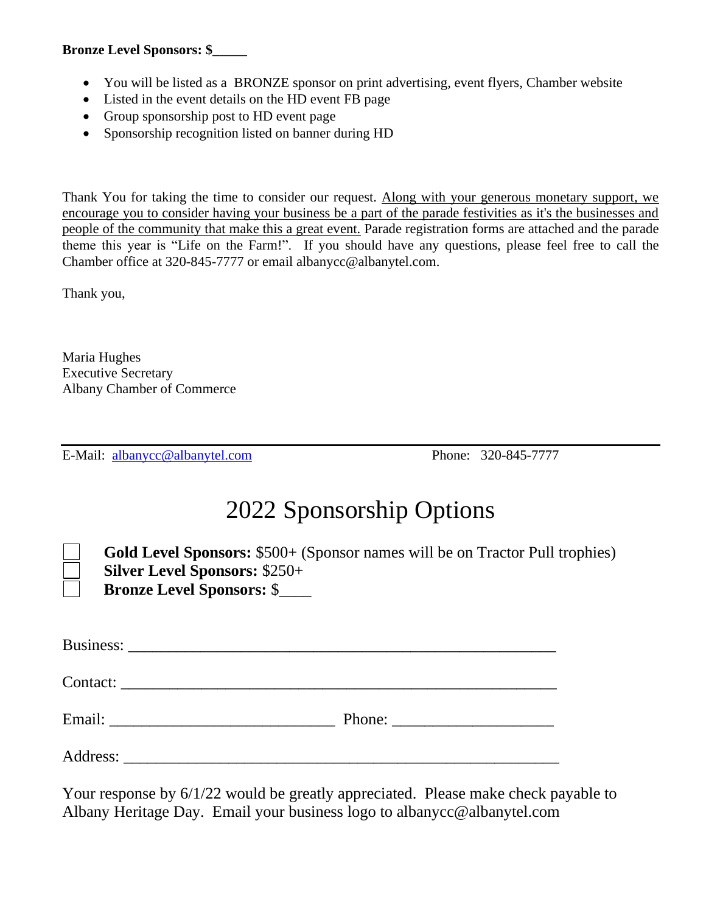**Bronze Level Sponsors: $_____**

- You will be listed as a BRONZE sponsor on print advertising, event flyers, Chamber website
- Listed in the event details on the HD event FB page
- Group sponsorship post to HD event page
- Sponsorship recognition listed on banner during HD

Thank You for taking the time to consider our request. Along with your generous monetary support, we encourage you to consider having your business be a part of the parade festivities as it's the businesses and people of the community that make this a great event. Parade registration forms are attached and the parade theme this year is "Life on the Farm!". If you should have any questions, please feel free to call the Chamber office at 320-845-7777 or email albanycc@albanytel.com.

Thank you,

Maria Hughes
Executive Secretary
Albany Chamber of Commerce

---

E-Mail: albanycc@albanytel.com Phone: 320-845-7777

# 2022 Sponsorship Options

- ☐ **Gold Level Sponsors:** $500+ (Sponsor names will be on Tractor Pull trophies)
- ☐ **Silver Level Sponsors:** $250+
- ☐ **Bronze Level Sponsors:** $____

Business: ______________________________________________________

Contact: ______________________________________________________

Email: ____________________________ Phone: ____________________

Address: ______________________________________________________

Your response by 6/1/22 would be greatly appreciated. Please make check payable to Albany Heritage Day. Email your business logo to albanycc@albanytel.com